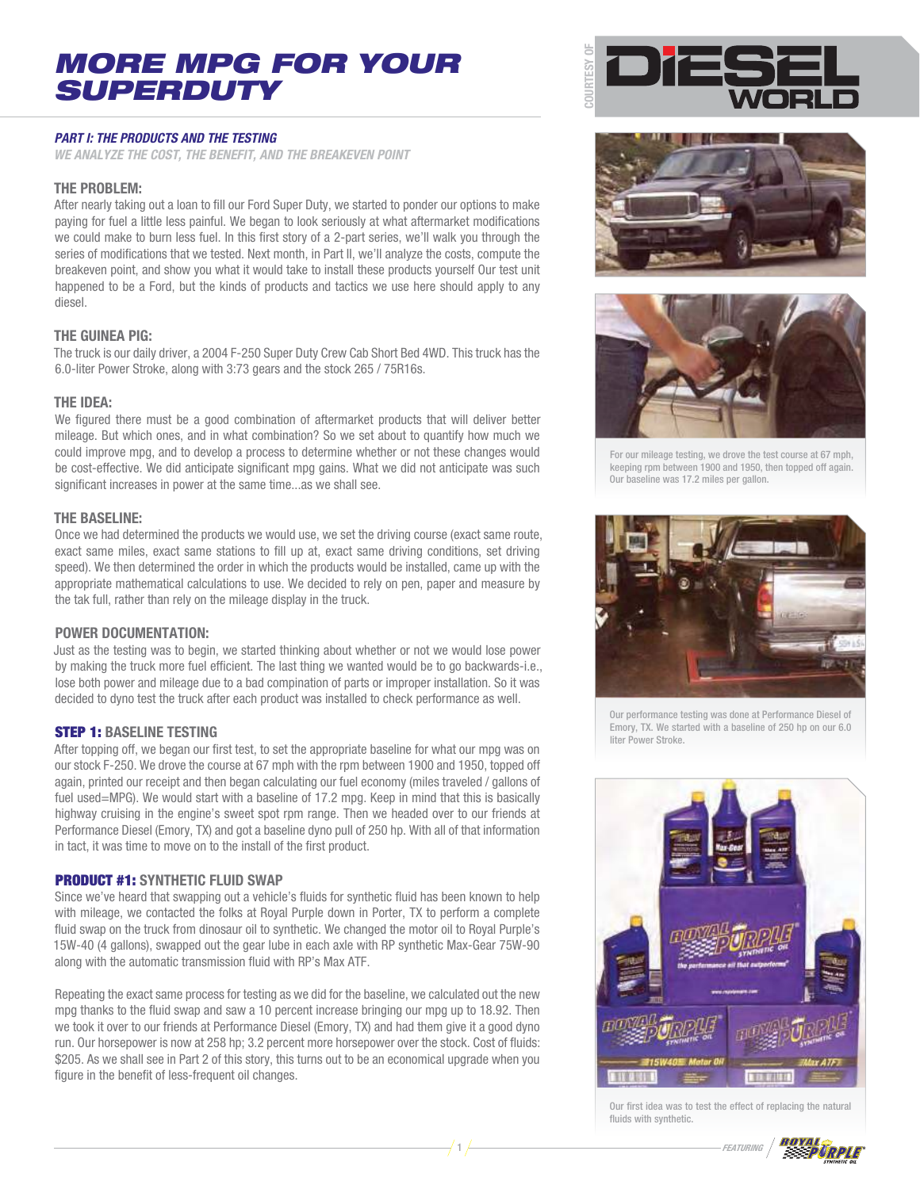# MORE MPG FOR YOUR SUPERDUTY

COURTESY OF DIESEL WORLD

### *PART I: THE PRODUCTS AND THE TESTING*

*WE ANALYZE THE COST, THE BENEFIT, AND THE BREAKEVEN POINT*

### THE PROBLEM:

After nearly taking out a loan to fill our Ford Super Duty, we started to ponder our options to make paying for fuel a little less painful. We began to look seriously at what aftermarket modifications we could make to burn less fuel. In this first story of a 2-part series, we'll walk you through the series of modifications that we tested. Next month, in Part II, we'll analyze the costs, compute the breakeven point, and show you what it would take to install these products yourself Our test unit happened to be a Ford, but the kinds of products and tactics we use here should apply to any diesel.

### THE GUINEA PIG:

The truck is our daily driver, a 2004 F-250 Super Duty Crew Cab Short Bed 4WD. This truck has the 6.0-liter Power Stroke, along with 3:73 gears and the stock 265 / 75R16s.

### THE IDEA:

We figured there must be a good combination of aftermarket products that will deliver better mileage. But which ones, and in what combination? So we set about to quantify how much we could improve mpg, and to develop a process to determine whether or not these changes would be cost-effective. We did anticipate significant mpg gains. What we did not anticipate was such significant increases in power at the same time...as we shall see.

### THE BASELINE:

Once we had determined the products we would use, we set the driving course (exact same route, exact same miles, exact same stations to fill up at, exact same driving conditions, set driving speed). We then determined the order in which the products would be installed, came up with the appropriate mathematical calculations to use. We decided to rely on pen, paper and measure by the tak full, rather than rely on the mileage display in the truck.

### POWER DOCUMENTATION:

Just as the testing was to begin, we started thinking about whether or not we would lose power by making the truck more fuel efficient. The last thing we wanted would be to go backwards-i.e., lose both power and mileage due to a bad compination of parts or improper installation. So it was decided to dyno test the truck after each product was installed to check performance as well.

### STEP 1: BASELINE TESTING

After topping off, we began our first test, to set the appropriate baseline for what our mpg was on our stock F-250. We drove the course at 67 mph with the rpm between 1900 and 1950, topped off again, printed our receipt and then began calculating our fuel economy (miles traveled / gallons of fuel used=MPG). We would start with a baseline of 17.2 mpg. Keep in mind that this is basically highway cruising in the engine's sweet spot rpm range. Then we headed over to our friends at Performance Diesel (Emory, TX) and got a baseline dyno pull of 250 hp. With all of that information in tact, it was time to move on to the install of the first product.

### PRODUCT #1: SYNTHETIC FLUID SWAP

Since we've heard that swapping out a vehicle's fluids for synthetic fluid has been known to help with mileage, we contacted the folks at Royal Purple down in Porter, TX to perform a complete fluid swap on the truck from dinosaur oil to synthetic. We changed the motor oil to Royal Purple's 15W-40 (4 gallons), swapped out the gear lube in each axle with RP synthetic Max-Gear 75W-90 along with the automatic transmission fluid with RP's Max ATF.

Repeating the exact same process for testing as we did for the baseline, we calculated out the new mpg thanks to the fluid swap and saw a 10 percent increase bringing our mpg up to 18.92. Then we took it over to our friends at Performance Diesel (Emory, TX) and had them give it a good dyno run. Our horsepower is now at 258 hp; 3.2 percent more horsepower over the stock. Cost of fluids: \$205. As we shall see in Part 2 of this story, this turns out to be an economical upgrade when you figure in the benefit of less-frequent oil changes.

For our mileage testing, we drove the test course at 67 mph, keeping rpm between 1900 and 1950, then topped off again. Our baseline was 17.2 miles per gallon.

Our performance testing was done at Performance Diesel of Emory, TX. We started with a baseline of 250 hp on our 6.0 liter Power Stroke.

Our first idea was to test the effect of replacing the natural fluids with synthetic.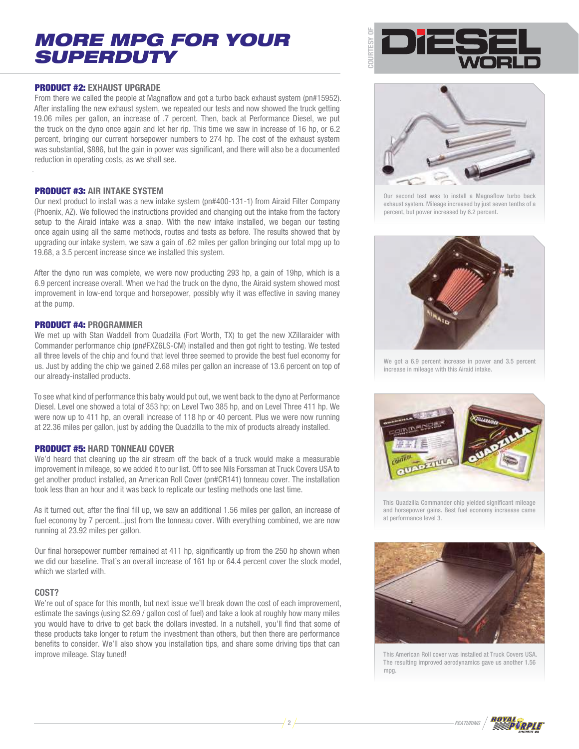# MORE MPG FOR YOUR SUPERDUTY

COURTESY OF DIESEL WORLD

### PRODUCT #2: EXHAUST UPGRADE

From there we called the people at Magnaflow and got a turbo back exhaust system (pn#15952). After installing the new exhaust system, we repeated our tests and now showed the truck getting 19.06 miles per gallon, an increase of .7 percent. Then, back at Performance Diesel, we put the truck on the dyno once again and let her rip. This time we saw in increase of 16 hp, or 6.2 percent, bringing our current horsepower numbers to 274 hp. The cost of the exhaust system was substantial, $886, but the gain in power was significant, and there will also be a documented reduction in operating costs, as we shall see.

### PRODUCT #3: AIR INTAKE SYSTEM

Our next product to install was a new intake system (pn#400-131-1) from Airaid Filter Company (Phoenix, AZ). We followed the instructions provided and changing out the intake from the factory setup to the Airaid intake was a snap. With the new intake installed, we began our testing once again using all the same methods, routes and tests as before. The results showed that by upgrading our intake system, we saw a gain of .62 miles per gallon bringing our total mpg up to 19.68, a 3.5 percent increase since we installed this system.

After the dyno run was complete, we were now producing 293 hp, a gain of 19hp, which is a 6.9 percent increase overall. When we had the truck on the dyno, the Airaid system showed most improvement in low-end torque and horsepower, possibly why it was effective in saving maney at the pump.

### PRODUCT #4: PROGRAMMER

We met up with Stan Waddell from Quadzilla (Fort Worth, TX) to get the new XZillaraider with Commander performance chip (pn#FXZ6LS-CM) installed and then got right to testing. We tested all three levels of the chip and found that level three seemed to provide the best fuel economy for us. Just by adding the chip we gained 2.68 miles per gallon an increase of 13.6 percent on top of our already-installed products.

To see what kind of performance this baby would put out, we went back to the dyno at Performance Diesel. Level one showed a total of 353 hp; on Level Two 385 hp, and on Level Three 411 hp. We were now up to 411 hp, an overall increase of 118 hp or 40 percent. Plus we were now running at 22.36 miles per gallon, just by adding the Quadzilla to the mix of products already installed.

### PRODUCT #5: HARD TONNEAU COVER

We'd heard that cleaning up the air stream off the back of a truck would make a measurable improvement in mileage, so we added it to our list. Off to see Nils Forssman at Truck Covers USA to get another product installed, an American Roll Cover (pn#CR141) tonneau cover. The installation took less than an hour and it was back to replicate our testing methods one last time.

As it turned out, after the final fill up, we saw an additional 1.56 miles per gallon, an increase of fuel economy by 7 percent...just from the tonneau cover. With everything combined, we are now running at 23.92 miles per gallon.

Our final horsepower number remained at 411 hp, significantly up from the 250 hp shown when we did our baseline. That's an overall increase of 161 hp or 64.4 percent cover the stock model, which we started with.

### COST?

We're out of space for this month, but next issue we'll break down the cost of each improvement, estimate the savings (using $2.69 / gallon cost of fuel) and take a look at roughly how many miles you would have to drive to get back the dollars invested. In a nutshell, you'll find that some of these products take longer to return the investment than others, but then there are performance benefits to consider. We'll also show you installation tips, and share some driving tips that can improve mileage. Stay tuned!

Our second test was to install a Magnaflow turbo back exhaust system. Mileage increased by just seven tenths of a percent, but power increased by 6.2 percent.

We got a 6.9 percent increase in power and 3.5 percent increase in mileage with this Airaid intake.

This Quadzilla Commander chip yielded significant mileage and horsepower gains. Best fuel economy incraease came at performance level 3.

This American Roll cover was installed at Truck Covers USA. The resulting improved aerodynamics gave us another 1.56 mpg.

FEATURING ROYAL PURPLE SYNTHETIC OIL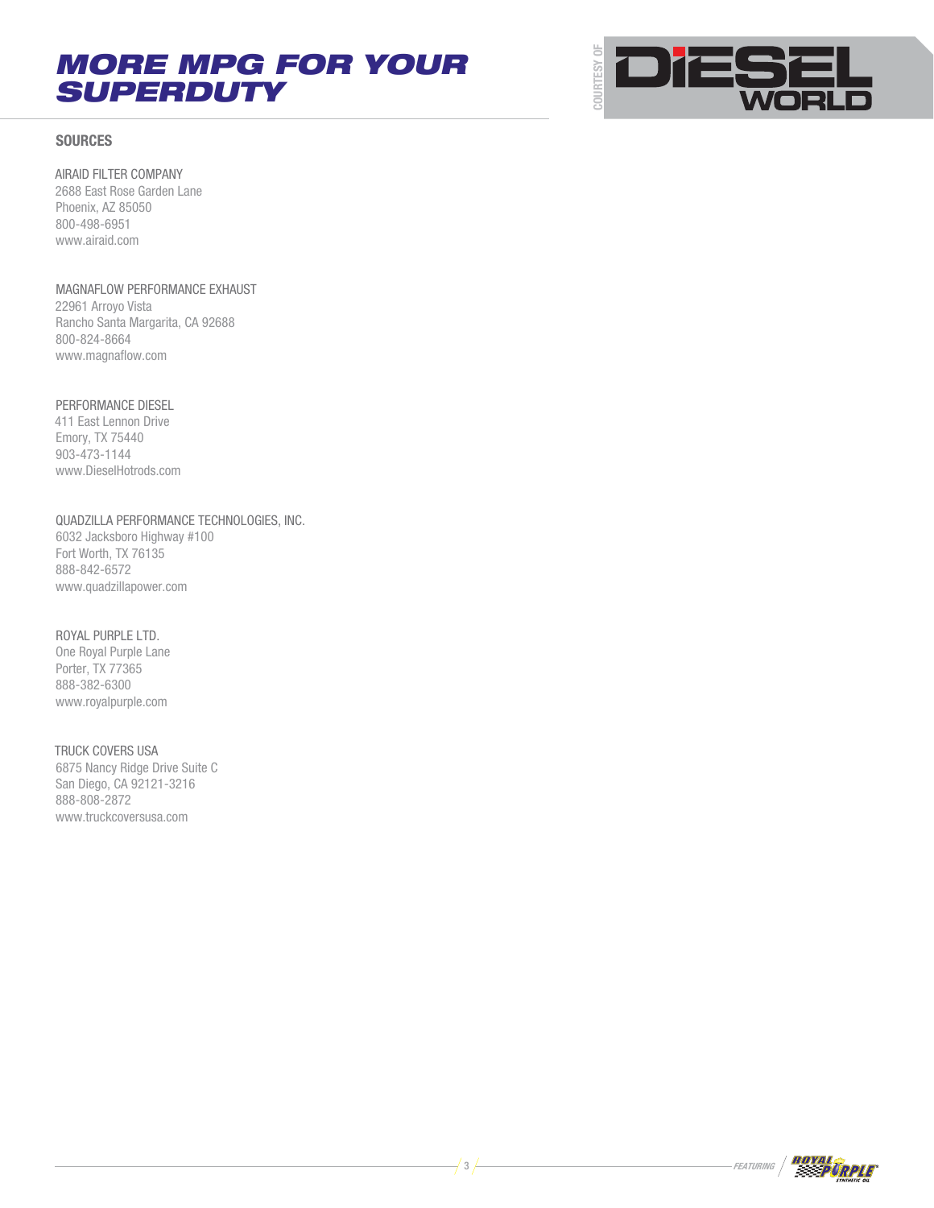## SOURCES

AIRAID FILTER COMPANY
2688 East Rose Garden Lane
Phoenix, AZ 85050
800-498-6951
www.airaid.com

MAGNAFLOW PERFORMANCE EXHAUST
22961 Arroyo Vista
Rancho Santa Margarita, CA 92688
800-824-8664
www.magnaflow.com

PERFORMANCE DIESEL
411 East Lennon Drive
Emory, TX 75440
903-473-1144
www.DieselHotrods.com

QUADZILLA PERFORMANCE TECHNOLOGIES, INC.
6032 Jacksboro Highway #100
Fort Worth, TX 76135
888-842-6572
www.quadzillapower.com

ROYAL PURPLE LTD.
One Royal Purple Lane
Porter, TX 77365
888-382-6300
www.royalpurple.com

TRUCK COVERS USA
6875 Nancy Ridge Drive Suite C
San Diego, CA 92121-3216
888-808-2872
www.truckcoversusa.com